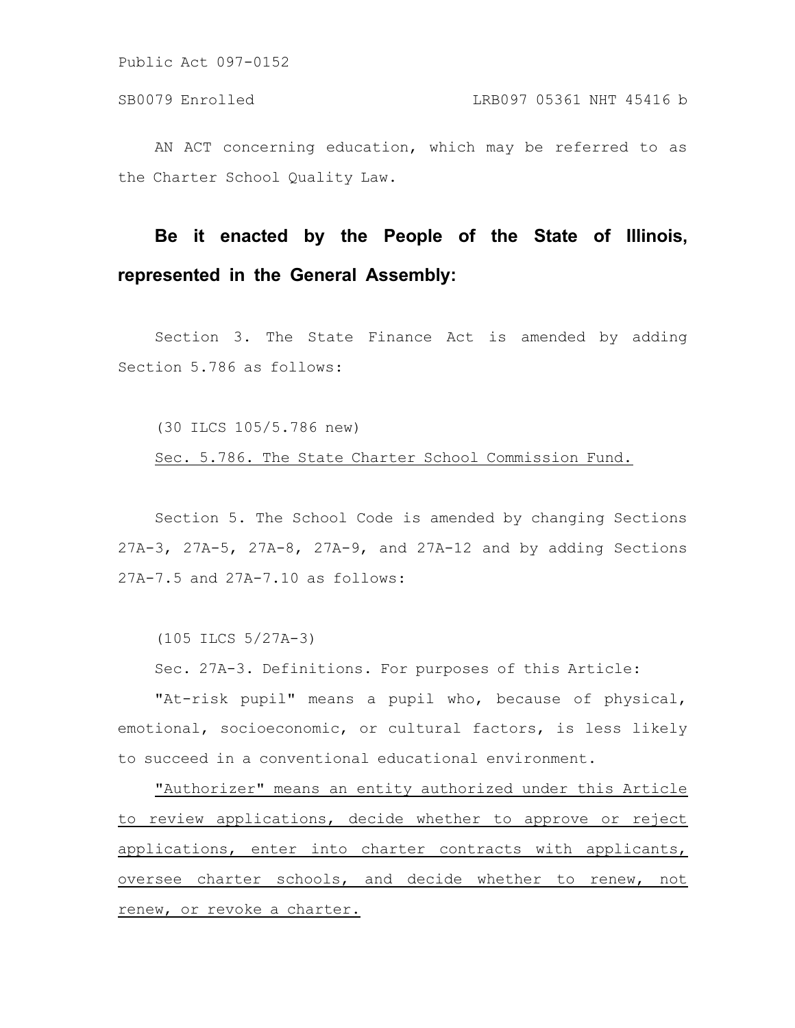AN ACT concerning education, which may be referred to as the Charter School Quality Law.

**Be it enacted by the People of the State of Illinois, represented in the General Assembly:**

Section 3. The State Finance Act is amended by adding Section 5.786 as follows:

(30 ILCS 105/5.786 new)

<u>Sec. 5.786. The State Charter School Commission Fund.</u>

Section 5. The School Code is amended by changing Sections 27A-3, 27A-5, 27A-8, 27A-9, and 27A-12 and by adding Sections 27A-7.5 and 27A-7.10 as follows:

(105 ILCS 5/27A-3)

Sec. 27A-3. Definitions. For purposes of this Article:

"At-risk pupil" means a pupil who, because of physical, emotional, socioeconomic, or cultural factors, is less likely to succeed in a conventional educational environment.

<u>"Authorizer" means an entity authorized under this Article to review applications, decide whether to approve or reject applications, enter into charter contracts with applicants, oversee charter schools, and decide whether to renew, not renew, or revoke a charter.</u>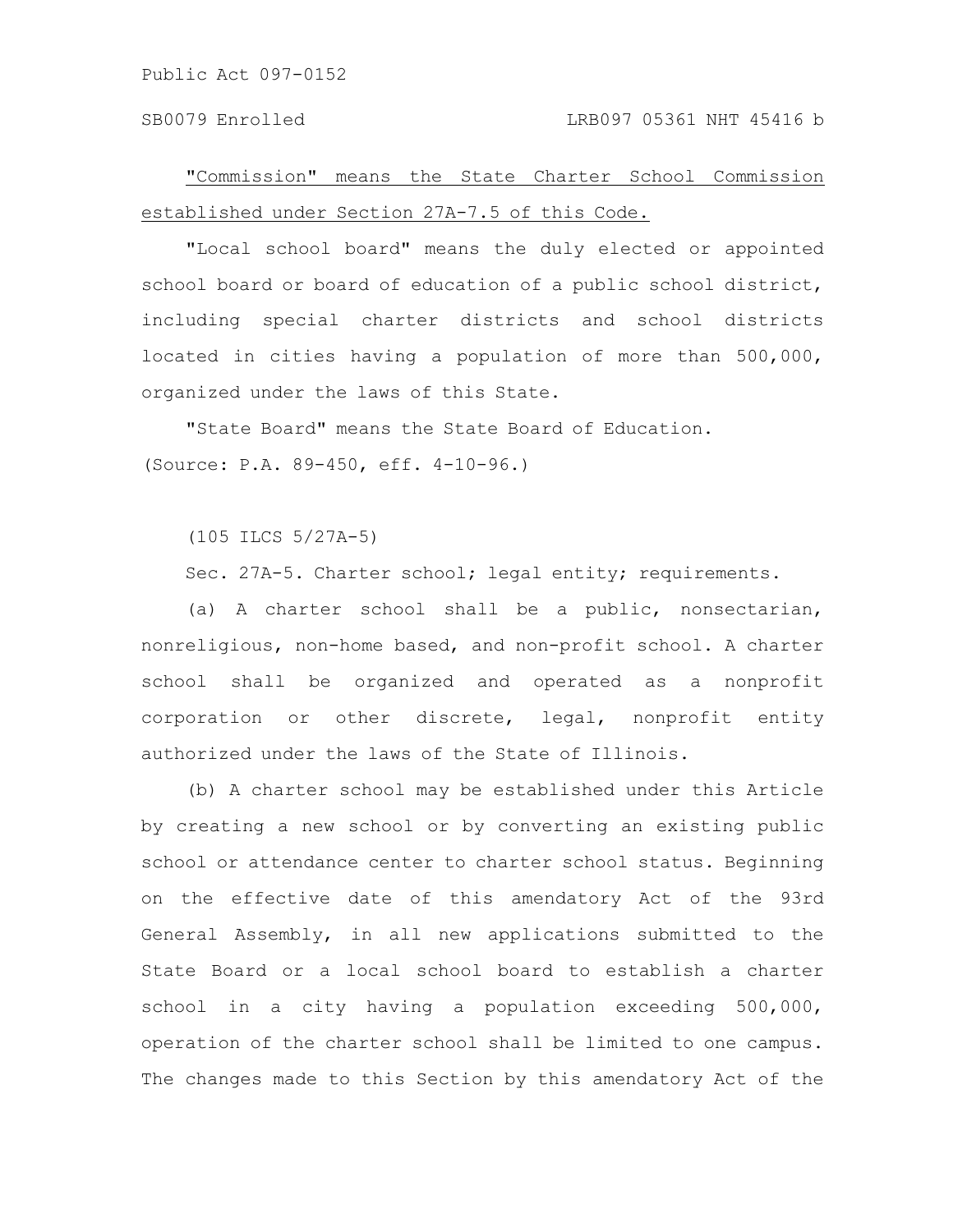<u>"Commission" means the State Charter School Commission established under Section 27A-7.5 of this Code.</u>

"Local school board" means the duly elected or appointed school board or board of education of a public school district, including special charter districts and school districts located in cities having a population of more than 500,000, organized under the laws of this State.

"State Board" means the State Board of Education.

(Source: P.A. 89-450, eff. 4-10-96.)

(105 ILCS 5/27A-5)

Sec. 27A-5. Charter school; legal entity; requirements.

(a) A charter school shall be a public, nonsectarian, nonreligious, non-home based, and non-profit school. A charter school shall be organized and operated as a nonprofit corporation or other discrete, legal, nonprofit entity authorized under the laws of the State of Illinois.

(b) A charter school may be established under this Article by creating a new school or by converting an existing public school or attendance center to charter school status. Beginning on the effective date of this amendatory Act of the 93rd General Assembly, in all new applications submitted to the State Board or a local school board to establish a charter school in a city having a population exceeding 500,000, operation of the charter school shall be limited to one campus. The changes made to this Section by this amendatory Act of the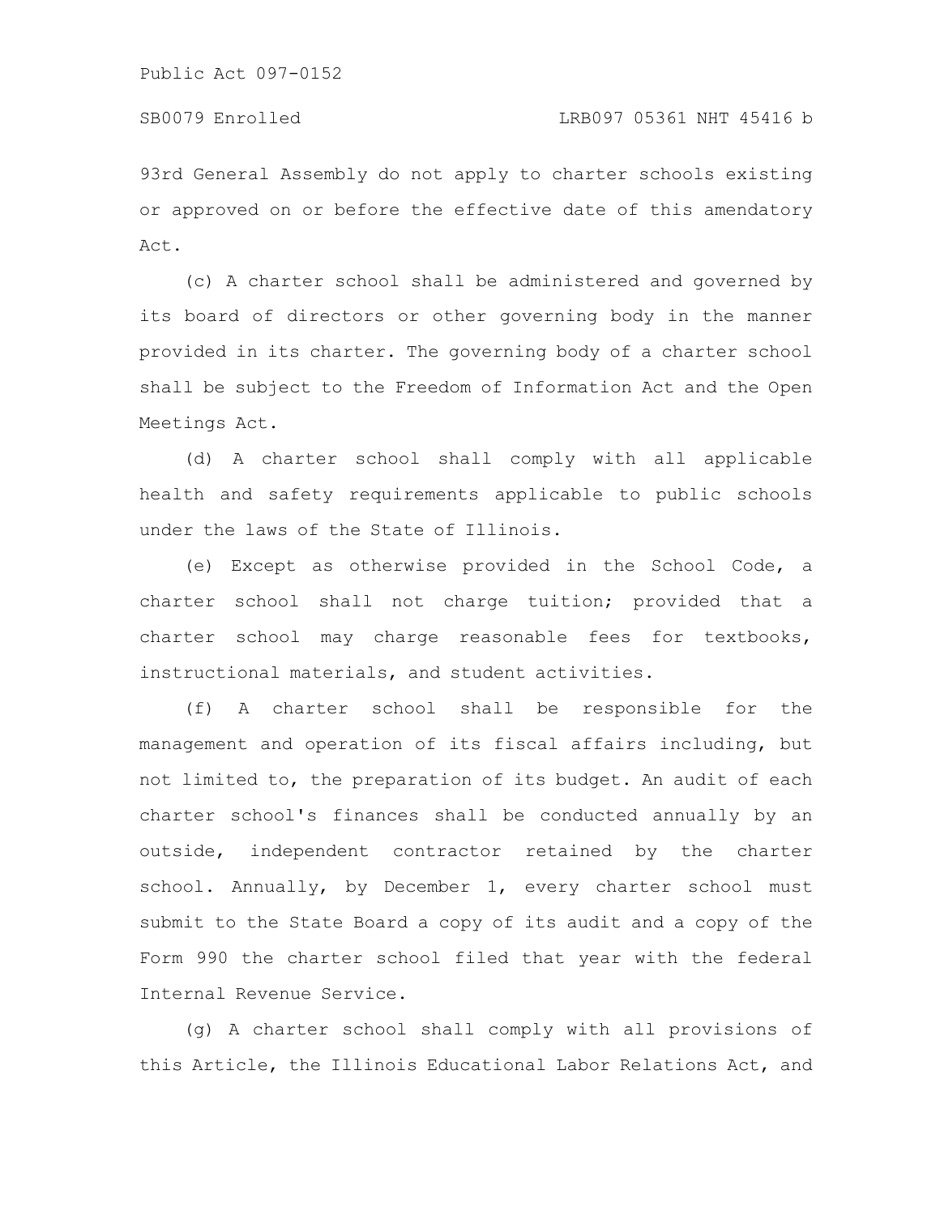93rd General Assembly do not apply to charter schools existing or approved on or before the effective date of this amendatory Act.

(c) A charter school shall be administered and governed by its board of directors or other governing body in the manner provided in its charter. The governing body of a charter school shall be subject to the Freedom of Information Act and the Open Meetings Act.

(d) A charter school shall comply with all applicable health and safety requirements applicable to public schools under the laws of the State of Illinois.

(e) Except as otherwise provided in the School Code, a charter school shall not charge tuition; provided that a charter school may charge reasonable fees for textbooks, instructional materials, and student activities.

(f) A charter school shall be responsible for the management and operation of its fiscal affairs including, but not limited to, the preparation of its budget. An audit of each charter school's finances shall be conducted annually by an outside, independent contractor retained by the charter school. Annually, by December 1, every charter school must submit to the State Board a copy of its audit and a copy of the Form 990 the charter school filed that year with the federal Internal Revenue Service.

(g) A charter school shall comply with all provisions of this Article, the Illinois Educational Labor Relations Act, and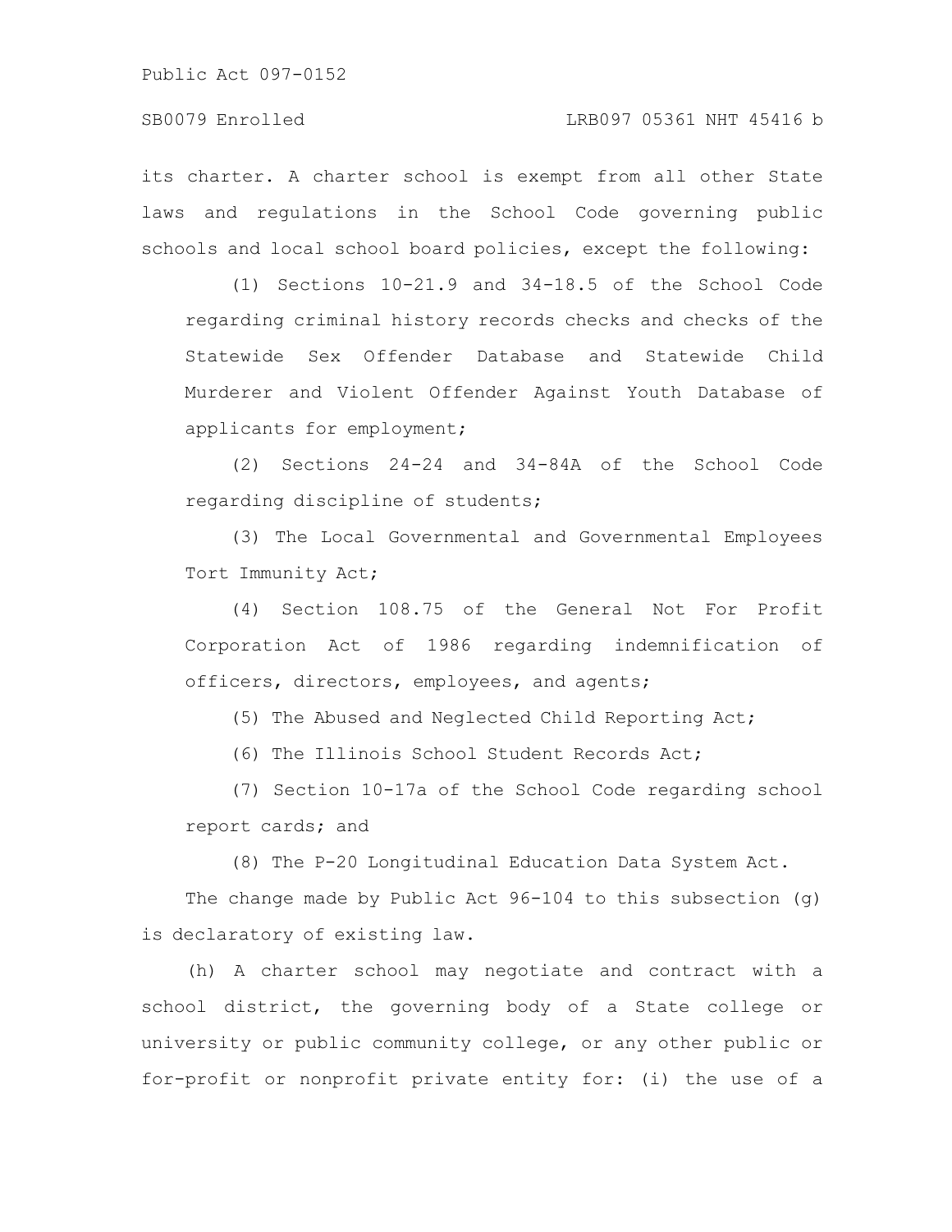its charter. A charter school is exempt from all other State laws and regulations in the School Code governing public schools and local school board policies, except the following:

(1) Sections 10-21.9 and 34-18.5 of the School Code regarding criminal history records checks and checks of the Statewide Sex Offender Database and Statewide Child Murderer and Violent Offender Against Youth Database of applicants for employment;

(2) Sections 24-24 and 34-84A of the School Code regarding discipline of students;

(3) The Local Governmental and Governmental Employees Tort Immunity Act;

(4) Section 108.75 of the General Not For Profit Corporation Act of 1986 regarding indemnification of officers, directors, employees, and agents;

(5) The Abused and Neglected Child Reporting Act;

(6) The Illinois School Student Records Act;

(7) Section 10-17a of the School Code regarding school report cards; and

(8) The P-20 Longitudinal Education Data System Act.

The change made by Public Act 96-104 to this subsection (g) is declaratory of existing law.

(h) A charter school may negotiate and contract with a school district, the governing body of a State college or university or public community college, or any other public or for-profit or nonprofit private entity for: (i) the use of a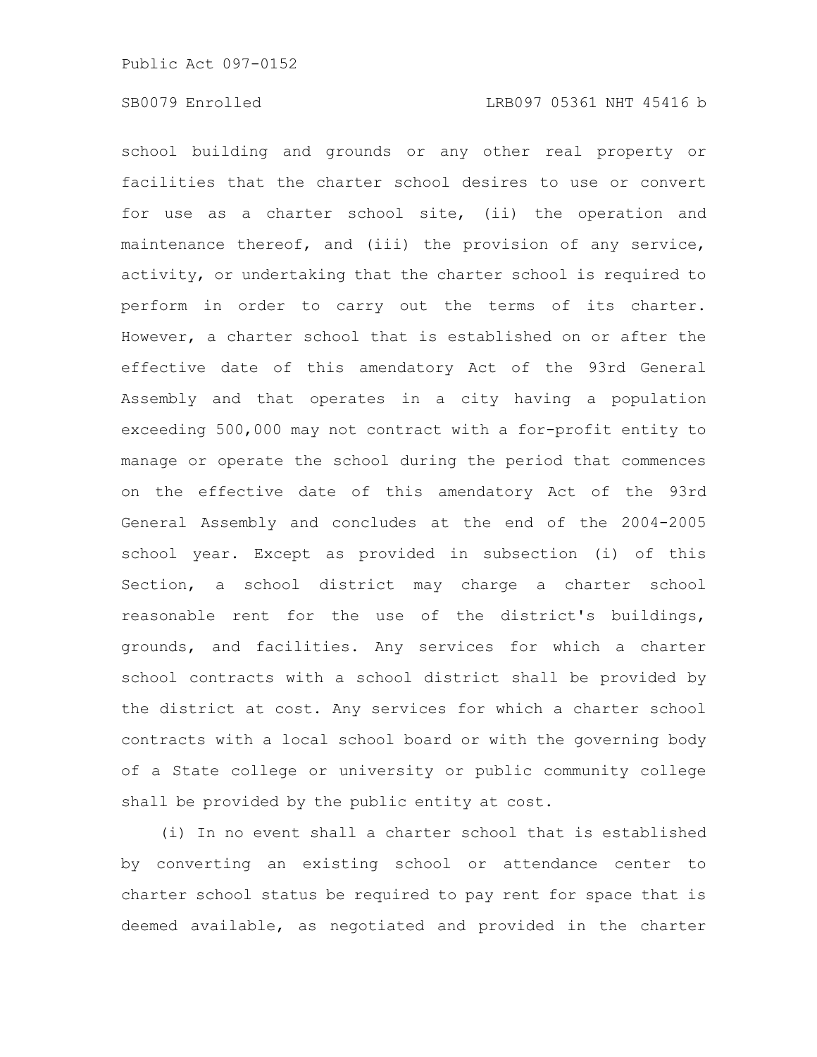school building and grounds or any other real property or facilities that the charter school desires to use or convert for use as a charter school site, (ii) the operation and maintenance thereof, and (iii) the provision of any service, activity, or undertaking that the charter school is required to perform in order to carry out the terms of its charter. However, a charter school that is established on or after the effective date of this amendatory Act of the 93rd General Assembly and that operates in a city having a population exceeding 500,000 may not contract with a for-profit entity to manage or operate the school during the period that commences on the effective date of this amendatory Act of the 93rd General Assembly and concludes at the end of the 2004-2005 school year. Except as provided in subsection (i) of this Section, a school district may charge a charter school reasonable rent for the use of the district's buildings, grounds, and facilities. Any services for which a charter school contracts with a school district shall be provided by the district at cost. Any services for which a charter school contracts with a local school board or with the governing body of a State college or university or public community college shall be provided by the public entity at cost.

(i) In no event shall a charter school that is established by converting an existing school or attendance center to charter school status be required to pay rent for space that is deemed available, as negotiated and provided in the charter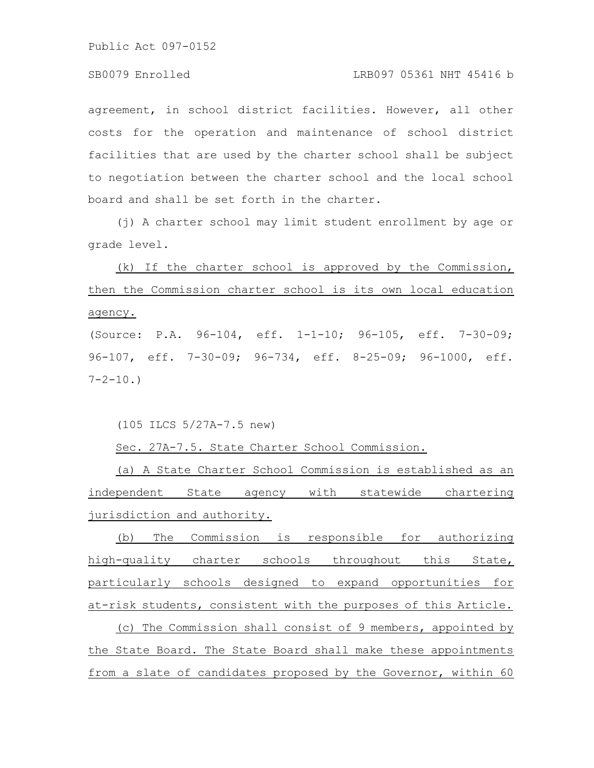agreement, in school district facilities. However, all other costs for the operation and maintenance of school district facilities that are used by the charter school shall be subject to negotiation between the charter school and the local school board and shall be set forth in the charter.

(j) A charter school may limit student enrollment by age or grade level.

<u>(k) If the charter school is approved by the Commission, then the Commission charter school is its own local education agency.</u>

(Source: P.A. 96-104, eff. 1-1-10; 96-105, eff. 7-30-09; 96-107, eff. 7-30-09; 96-734, eff. 8-25-09; 96-1000, eff. 7-2-10.)

(105 ILCS 5/27A-7.5 new)

<u>Sec. 27A-7.5. State Charter School Commission.</u>

<u>(a) A State Charter School Commission is established as an independent State agency with statewide chartering jurisdiction and authority.</u>

<u>(b) The Commission is responsible for authorizing high-quality charter schools throughout this State, particularly schools designed to expand opportunities for at-risk students, consistent with the purposes of this Article.</u>

<u>(c) The Commission shall consist of 9 members, appointed by the State Board. The State Board shall make these appointments from a slate of candidates proposed by the Governor, within 60</u>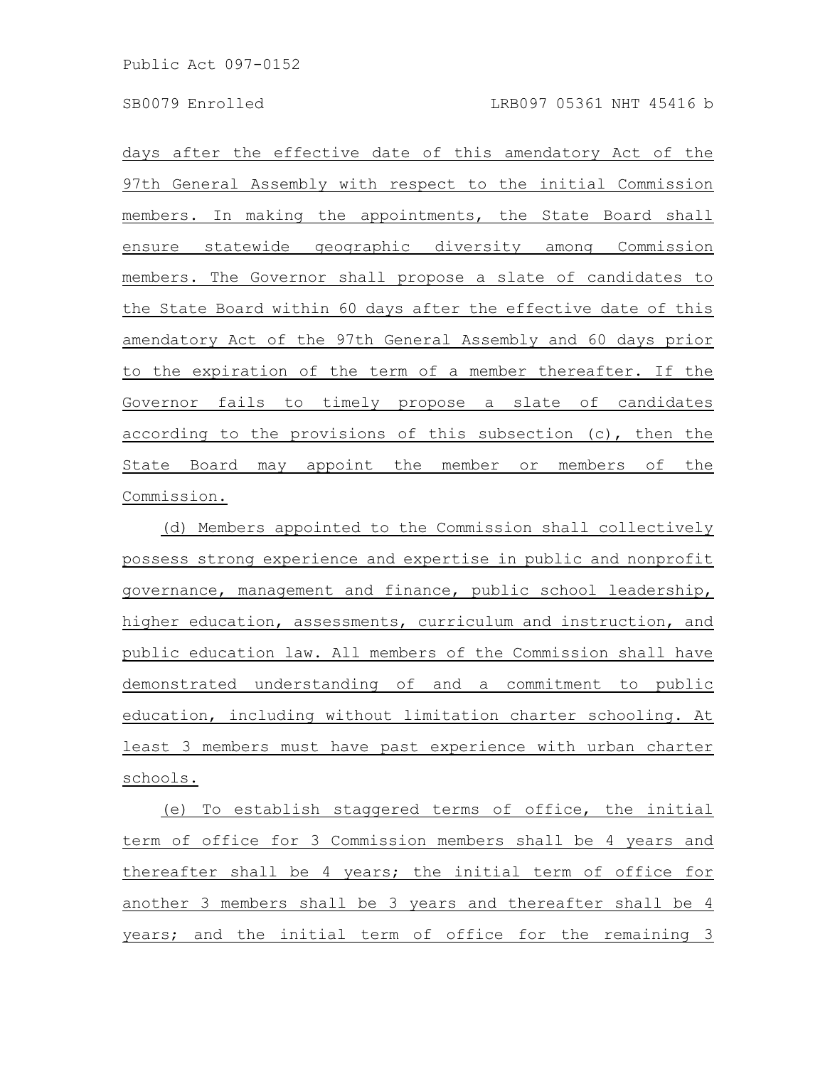days after the effective date of this amendatory Act of the 97th General Assembly with respect to the initial Commission members. In making the appointments, the State Board shall ensure statewide geographic diversity among Commission members. The Governor shall propose a slate of candidates to the State Board within 60 days after the effective date of this amendatory Act of the 97th General Assembly and 60 days prior to the expiration of the term of a member thereafter. If the Governor fails to timely propose a slate of candidates according to the provisions of this subsection (c), then the State Board may appoint the member or members of the Commission.

(d) Members appointed to the Commission shall collectively possess strong experience and expertise in public and nonprofit governance, management and finance, public school leadership, higher education, assessments, curriculum and instruction, and public education law. All members of the Commission shall have demonstrated understanding of and a commitment to public education, including without limitation charter schooling. At least 3 members must have past experience with urban charter schools.

(e) To establish staggered terms of office, the initial term of office for 3 Commission members shall be 4 years and thereafter shall be 4 years; the initial term of office for another 3 members shall be 3 years and thereafter shall be 4 years; and the initial term of office for the remaining 3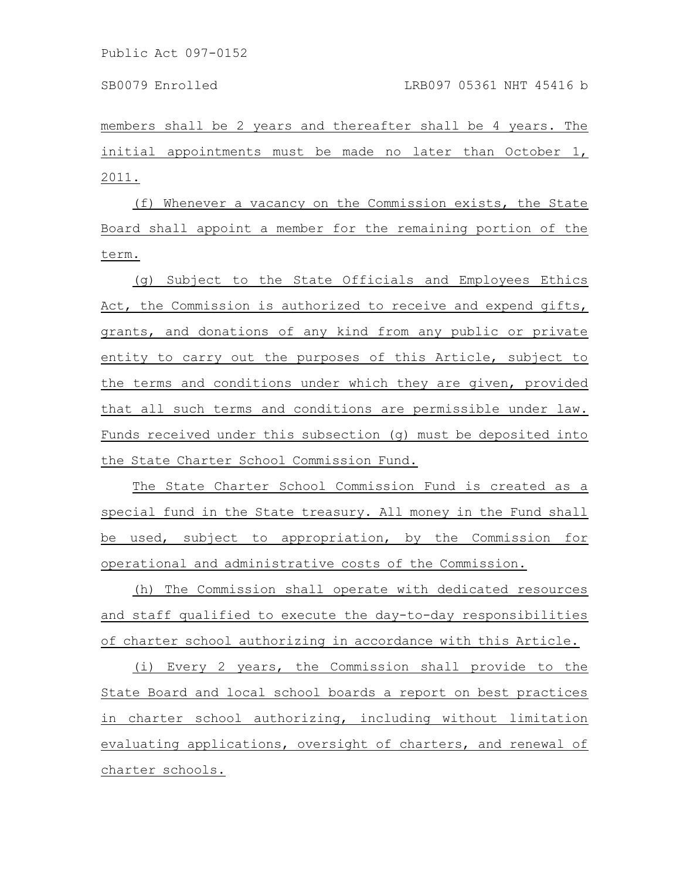members shall be 2 years and thereafter shall be 4 years. The initial appointments must be made no later than October 1, 2011.

(f) Whenever a vacancy on the Commission exists, the State Board shall appoint a member for the remaining portion of the term.

(g) Subject to the State Officials and Employees Ethics Act, the Commission is authorized to receive and expend gifts, grants, and donations of any kind from any public or private entity to carry out the purposes of this Article, subject to the terms and conditions under which they are given, provided that all such terms and conditions are permissible under law. Funds received under this subsection (g) must be deposited into the State Charter School Commission Fund.

The State Charter School Commission Fund is created as a special fund in the State treasury. All money in the Fund shall be used, subject to appropriation, by the Commission for operational and administrative costs of the Commission.

(h) The Commission shall operate with dedicated resources and staff qualified to execute the day-to-day responsibilities of charter school authorizing in accordance with this Article.

(i) Every 2 years, the Commission shall provide to the State Board and local school boards a report on best practices in charter school authorizing, including without limitation evaluating applications, oversight of charters, and renewal of charter schools.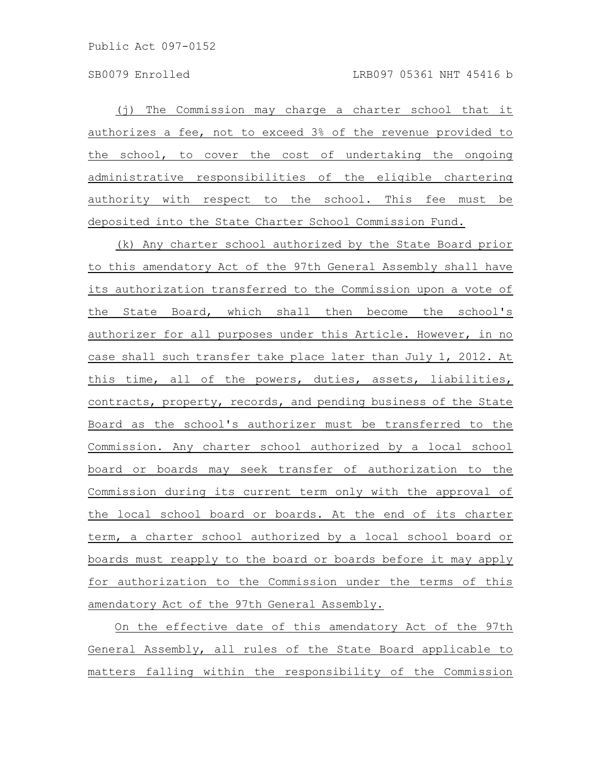(j) The Commission may charge a charter school that it authorizes a fee, not to exceed 3% of the revenue provided to the school, to cover the cost of undertaking the ongoing administrative responsibilities of the eligible chartering authority with respect to the school. This fee must be deposited into the State Charter School Commission Fund.

(k) Any charter school authorized by the State Board prior to this amendatory Act of the 97th General Assembly shall have its authorization transferred to the Commission upon a vote of the State Board, which shall then become the school's authorizer for all purposes under this Article. However, in no case shall such transfer take place later than July 1, 2012. At this time, all of the powers, duties, assets, liabilities, contracts, property, records, and pending business of the State Board as the school's authorizer must be transferred to the Commission. Any charter school authorized by a local school board or boards may seek transfer of authorization to the Commission during its current term only with the approval of the local school board or boards. At the end of its charter term, a charter school authorized by a local school board or boards must reapply to the board or boards before it may apply for authorization to the Commission under the terms of this amendatory Act of the 97th General Assembly.

On the effective date of this amendatory Act of the 97th General Assembly, all rules of the State Board applicable to matters falling within the responsibility of the Commission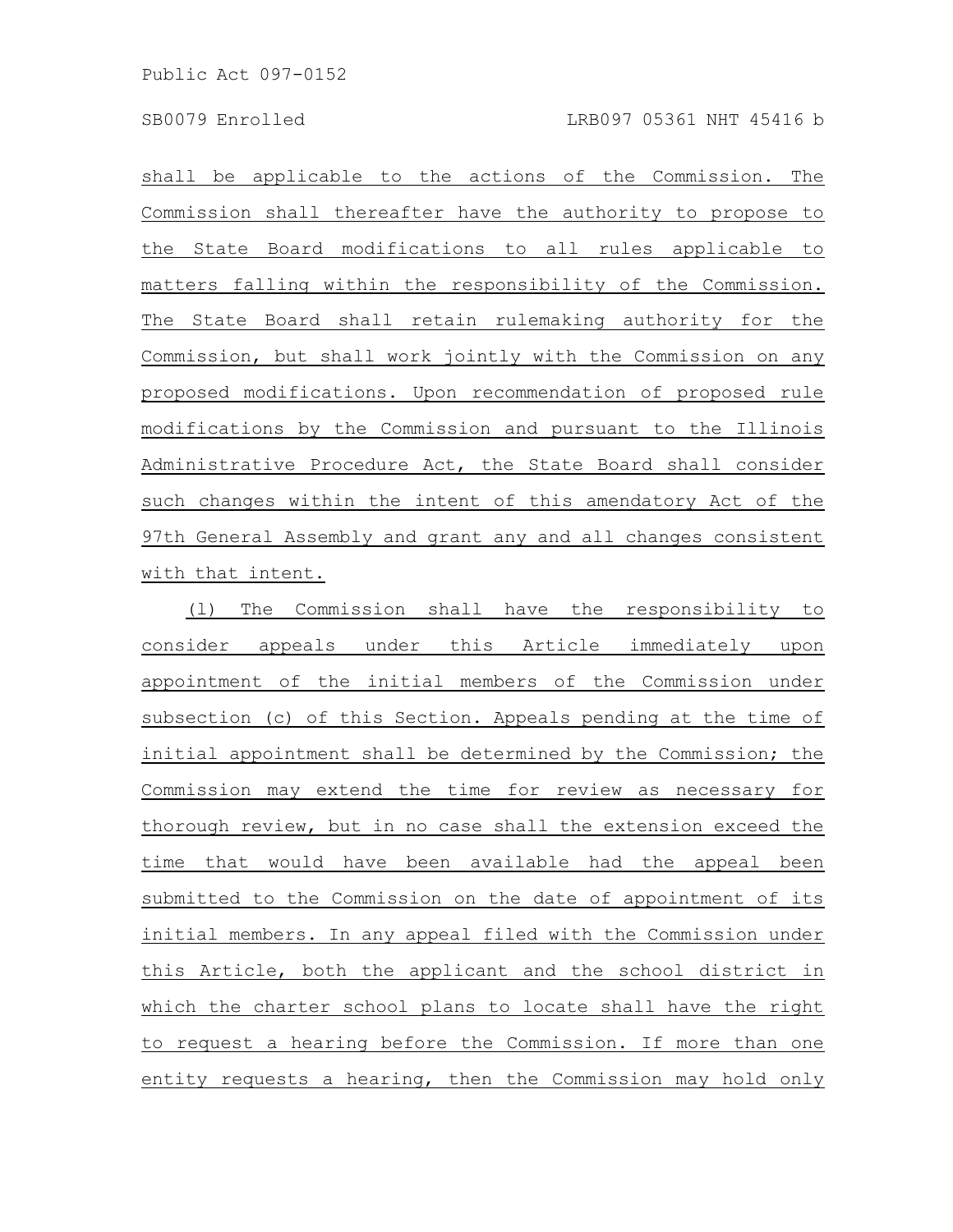shall be applicable to the actions of the Commission. The Commission shall thereafter have the authority to propose to the State Board modifications to all rules applicable to matters falling within the responsibility of the Commission. The State Board shall retain rulemaking authority for the Commission, but shall work jointly with the Commission on any proposed modifications. Upon recommendation of proposed rule modifications by the Commission and pursuant to the Illinois Administrative Procedure Act, the State Board shall consider such changes within the intent of this amendatory Act of the 97th General Assembly and grant any and all changes consistent with that intent.

(l) The Commission shall have the responsibility to consider appeals under this Article immediately upon appointment of the initial members of the Commission under subsection (c) of this Section. Appeals pending at the time of initial appointment shall be determined by the Commission; the Commission may extend the time for review as necessary for thorough review, but in no case shall the extension exceed the time that would have been available had the appeal been submitted to the Commission on the date of appointment of its initial members. In any appeal filed with the Commission under this Article, both the applicant and the school district in which the charter school plans to locate shall have the right to request a hearing before the Commission. If more than one entity requests a hearing, then the Commission may hold only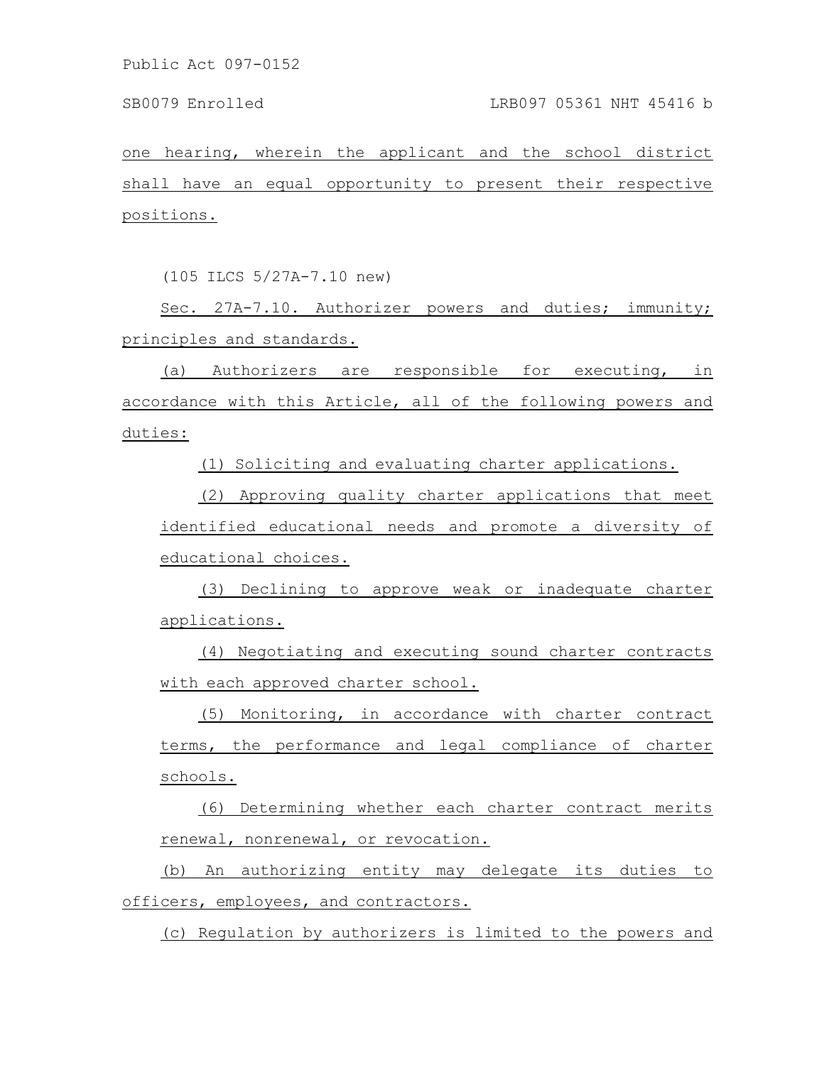one hearing, wherein the applicant and the school district shall have an equal opportunity to present their respective positions.

(105 ILCS 5/27A-7.10 new)

Sec. 27A-7.10. Authorizer powers and duties; immunity; principles and standards.

(a) Authorizers are responsible for executing, in accordance with this Article, all of the following powers and duties:

(1) Soliciting and evaluating charter applications.

(2) Approving quality charter applications that meet identified educational needs and promote a diversity of educational choices.

(3) Declining to approve weak or inadequate charter applications.

(4) Negotiating and executing sound charter contracts with each approved charter school.

(5) Monitoring, in accordance with charter contract terms, the performance and legal compliance of charter schools.

(6) Determining whether each charter contract merits renewal, nonrenewal, or revocation.

(b) An authorizing entity may delegate its duties to officers, employees, and contractors.

(c) Regulation by authorizers is limited to the powers and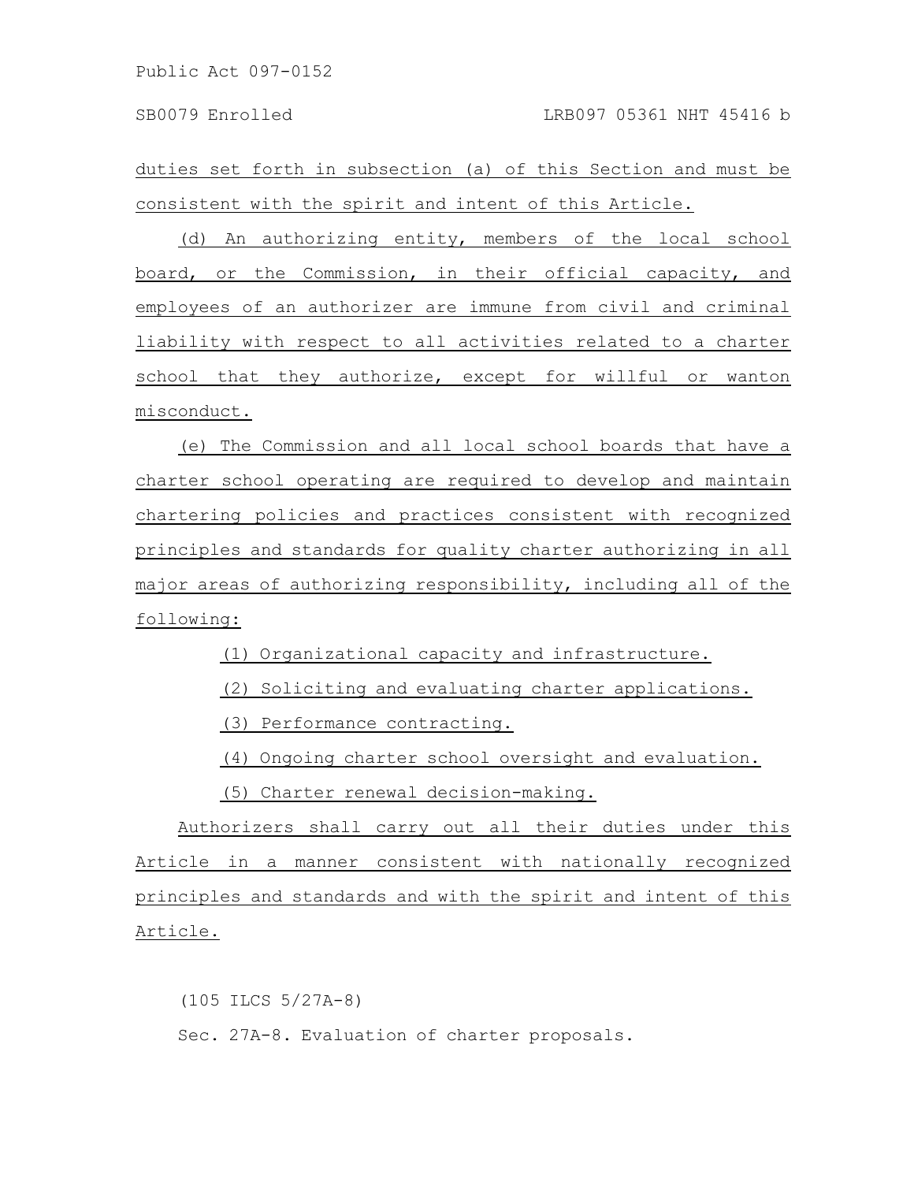duties set forth in subsection (a) of this Section and must be consistent with the spirit and intent of this Article.

(d) An authorizing entity, members of the local school board, or the Commission, in their official capacity, and employees of an authorizer are immune from civil and criminal liability with respect to all activities related to a charter school that they authorize, except for willful or wanton misconduct.

(e) The Commission and all local school boards that have a charter school operating are required to develop and maintain chartering policies and practices consistent with recognized principles and standards for quality charter authorizing in all major areas of authorizing responsibility, including all of the following:

(1) Organizational capacity and infrastructure.

(2) Soliciting and evaluating charter applications.

(3) Performance contracting.

(4) Ongoing charter school oversight and evaluation.

(5) Charter renewal decision-making.

Authorizers shall carry out all their duties under this Article in a manner consistent with nationally recognized principles and standards and with the spirit and intent of this Article.

(105 ILCS 5/27A-8)

Sec. 27A-8. Evaluation of charter proposals.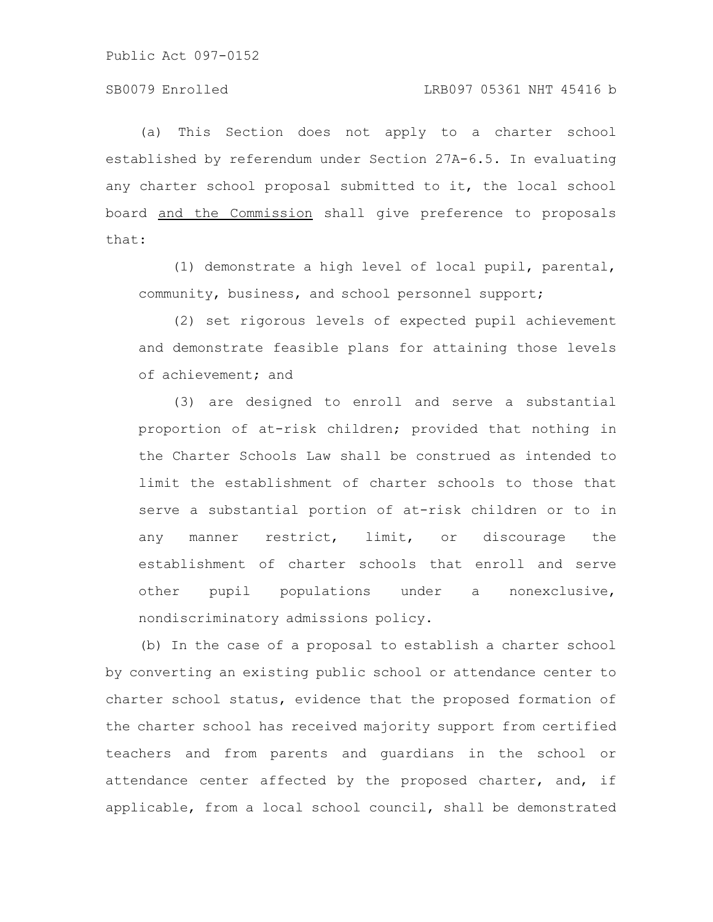(a) This Section does not apply to a charter school established by referendum under Section 27A-6.5. In evaluating any charter school proposal submitted to it, the local school board <u>and the Commission</u> shall give preference to proposals that:

(1) demonstrate a high level of local pupil, parental, community, business, and school personnel support;

(2) set rigorous levels of expected pupil achievement and demonstrate feasible plans for attaining those levels of achievement; and

(3) are designed to enroll and serve a substantial proportion of at-risk children; provided that nothing in the Charter Schools Law shall be construed as intended to limit the establishment of charter schools to those that serve a substantial portion of at-risk children or to in any manner restrict, limit, or discourage the establishment of charter schools that enroll and serve other pupil populations under a nonexclusive, nondiscriminatory admissions policy.

(b) In the case of a proposal to establish a charter school by converting an existing public school or attendance center to charter school status, evidence that the proposed formation of the charter school has received majority support from certified teachers and from parents and guardians in the school or attendance center affected by the proposed charter, and, if applicable, from a local school council, shall be demonstrated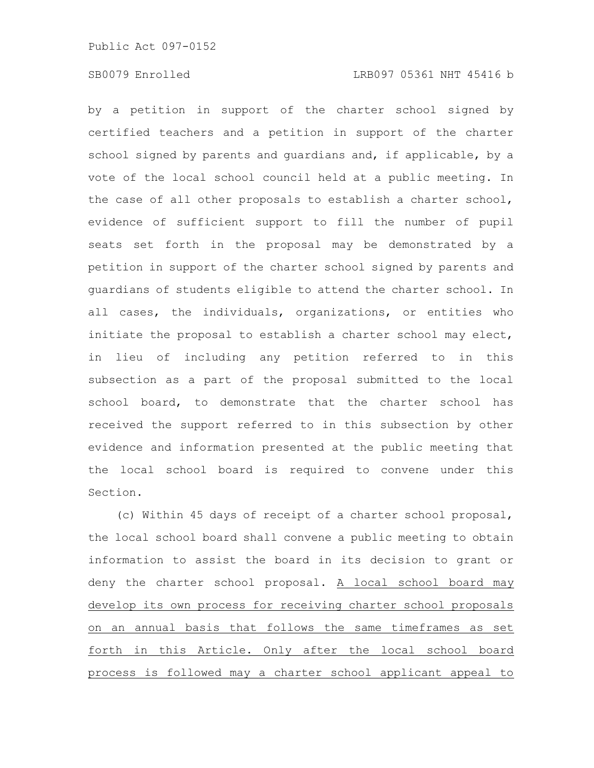by a petition in support of the charter school signed by certified teachers and a petition in support of the charter school signed by parents and guardians and, if applicable, by a vote of the local school council held at a public meeting. In the case of all other proposals to establish a charter school, evidence of sufficient support to fill the number of pupil seats set forth in the proposal may be demonstrated by a petition in support of the charter school signed by parents and guardians of students eligible to attend the charter school. In all cases, the individuals, organizations, or entities who initiate the proposal to establish a charter school may elect, in lieu of including any petition referred to in this subsection as a part of the proposal submitted to the local school board, to demonstrate that the charter school has received the support referred to in this subsection by other evidence and information presented at the public meeting that the local school board is required to convene under this Section.

(c) Within 45 days of receipt of a charter school proposal, the local school board shall convene a public meeting to obtain information to assist the board in its decision to grant or deny the charter school proposal. <u>A local school board may develop its own process for receiving charter school proposals on an annual basis that follows the same timeframes as set forth in this Article. Only after the local school board process is followed may a charter school applicant appeal to</u>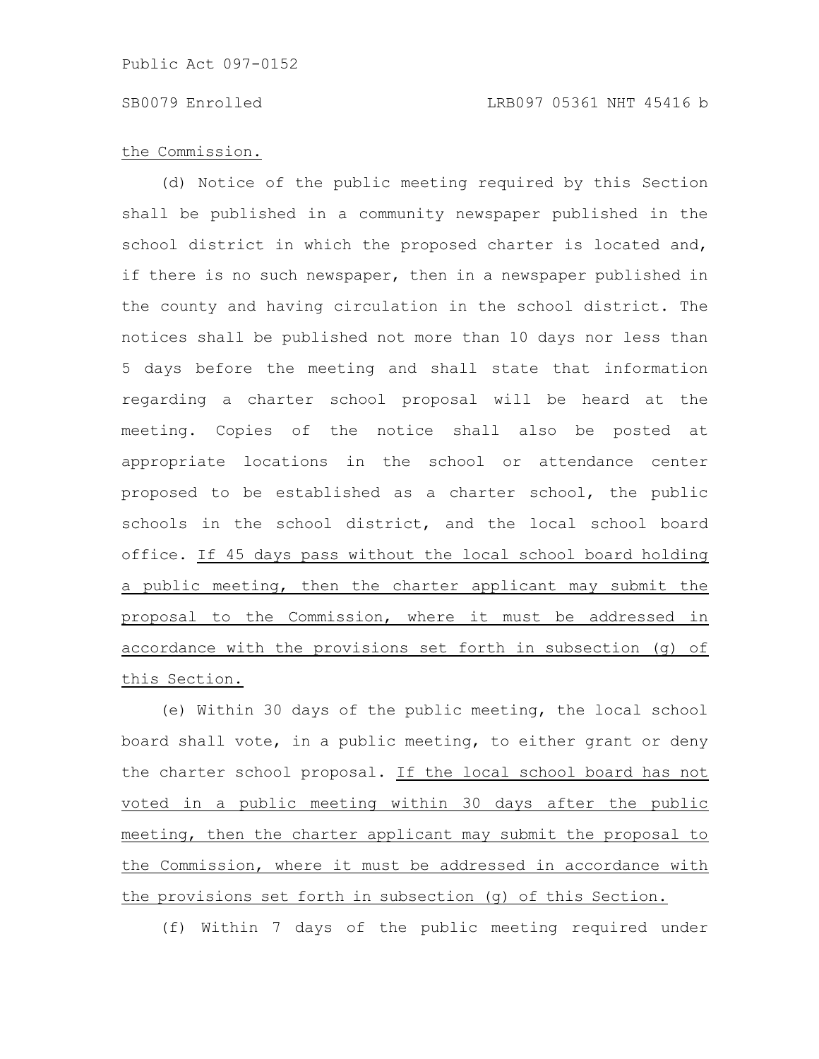the Commission.

(d) Notice of the public meeting required by this Section shall be published in a community newspaper published in the school district in which the proposed charter is located and, if there is no such newspaper, then in a newspaper published in the county and having circulation in the school district. The notices shall be published not more than 10 days nor less than 5 days before the meeting and shall state that information regarding a charter school proposal will be heard at the meeting. Copies of the notice shall also be posted at appropriate locations in the school or attendance center proposed to be established as a charter school, the public schools in the school district, and the local school board office. If 45 days pass without the local school board holding a public meeting, then the charter applicant may submit the proposal to the Commission, where it must be addressed in accordance with the provisions set forth in subsection (g) of this Section.

(e) Within 30 days of the public meeting, the local school board shall vote, in a public meeting, to either grant or deny the charter school proposal. If the local school board has not voted in a public meeting within 30 days after the public meeting, then the charter applicant may submit the proposal to the Commission, where it must be addressed in accordance with the provisions set forth in subsection (g) of this Section.

(f) Within 7 days of the public meeting required under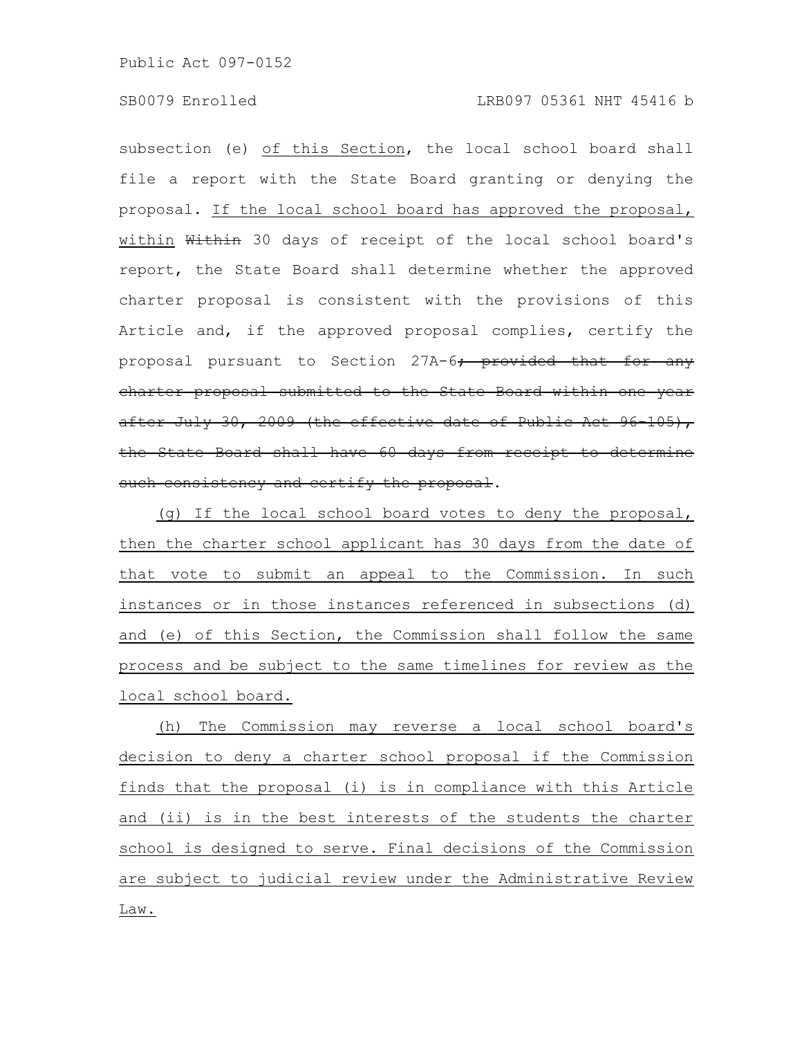subsection (e) <u>of this Section</u>, the local school board shall file a report with the State Board granting or denying the proposal. <u>If the local school board has approved the proposal, within</u> ~~Within~~ 30 days of receipt of the local school board's report, the State Board shall determine whether the approved charter proposal is consistent with the provisions of this Article and, if the approved proposal complies, certify the proposal pursuant to Section 27A-6~~; provided that for any charter proposal submitted to the State Board within one year after July 30, 2009 (the effective date of Public Act 96-105), the State Board shall have 60 days from receipt to determine such consistency and certify the proposal~~.

<u>(g) If the local school board votes to deny the proposal, then the charter school applicant has 30 days from the date of that vote to submit an appeal to the Commission. In such instances or in those instances referenced in subsections (d) and (e) of this Section, the Commission shall follow the same process and be subject to the same timelines for review as the local school board.</u>

<u>(h) The Commission may reverse a local school board's decision to deny a charter school proposal if the Commission finds that the proposal (i) is in compliance with this Article and (ii) is in the best interests of the students the charter school is designed to serve. Final decisions of the Commission are subject to judicial review under the Administrative Review Law.</u>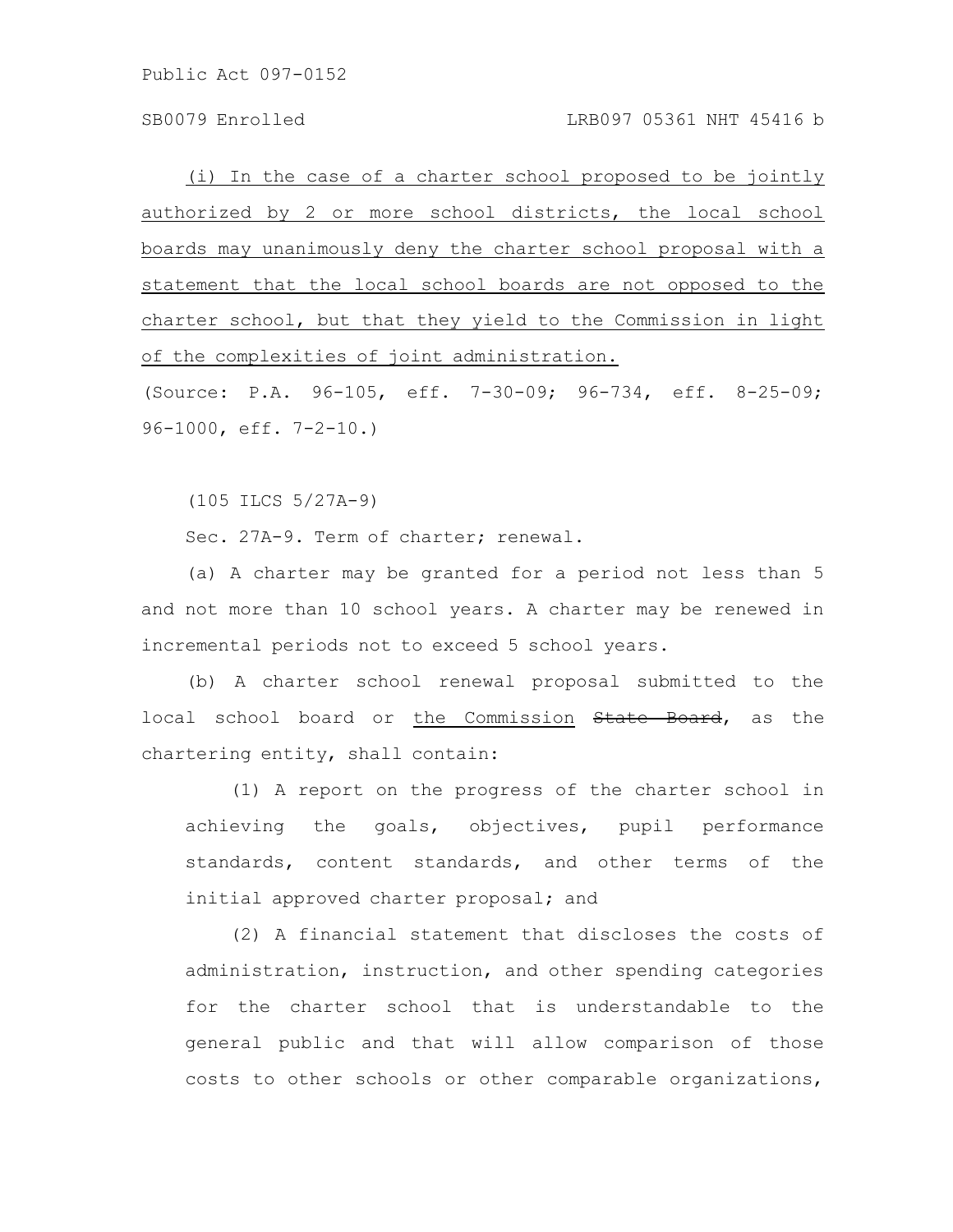(i) In the case of a charter school proposed to be jointly authorized by 2 or more school districts, the local school boards may unanimously deny the charter school proposal with a statement that the local school boards are not opposed to the charter school, but that they yield to the Commission in light of the complexities of joint administration.

(Source: P.A. 96-105, eff. 7-30-09; 96-734, eff. 8-25-09; 96-1000, eff. 7-2-10.)

(105 ILCS 5/27A-9)

Sec. 27A-9. Term of charter; renewal.

(a) A charter may be granted for a period not less than 5 and not more than 10 school years. A charter may be renewed in incremental periods not to exceed 5 school years.

(b) A charter school renewal proposal submitted to the local school board or the Commission ~~State Board~~, as the chartering entity, shall contain:

(1) A report on the progress of the charter school in achieving the goals, objectives, pupil performance standards, content standards, and other terms of the initial approved charter proposal; and

(2) A financial statement that discloses the costs of administration, instruction, and other spending categories for the charter school that is understandable to the general public and that will allow comparison of those costs to other schools or other comparable organizations,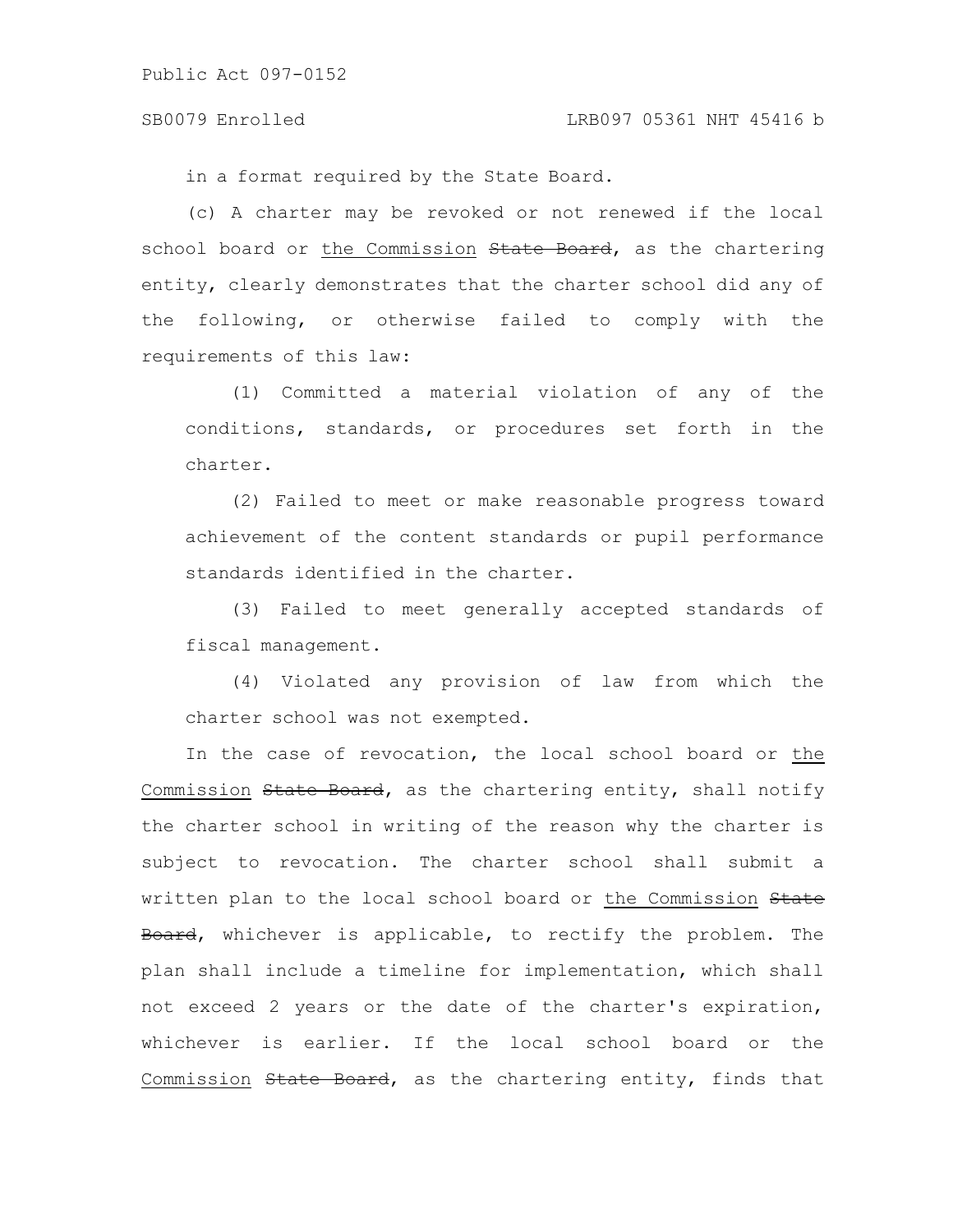in a format required by the State Board.

(c) A charter may be revoked or not renewed if the local school board or the Commission ~~State Board~~, as the chartering entity, clearly demonstrates that the charter school did any of the following, or otherwise failed to comply with the requirements of this law:

(1) Committed a material violation of any of the conditions, standards, or procedures set forth in the charter.

(2) Failed to meet or make reasonable progress toward achievement of the content standards or pupil performance standards identified in the charter.

(3) Failed to meet generally accepted standards of fiscal management.

(4) Violated any provision of law from which the charter school was not exempted.

In the case of revocation, the local school board or the Commission ~~State Board~~, as the chartering entity, shall notify the charter school in writing of the reason why the charter is subject to revocation. The charter school shall submit a written plan to the local school board or the Commission ~~State Board~~, whichever is applicable, to rectify the problem. The plan shall include a timeline for implementation, which shall not exceed 2 years or the date of the charter's expiration, whichever is earlier. If the local school board or the Commission ~~State Board~~, as the chartering entity, finds that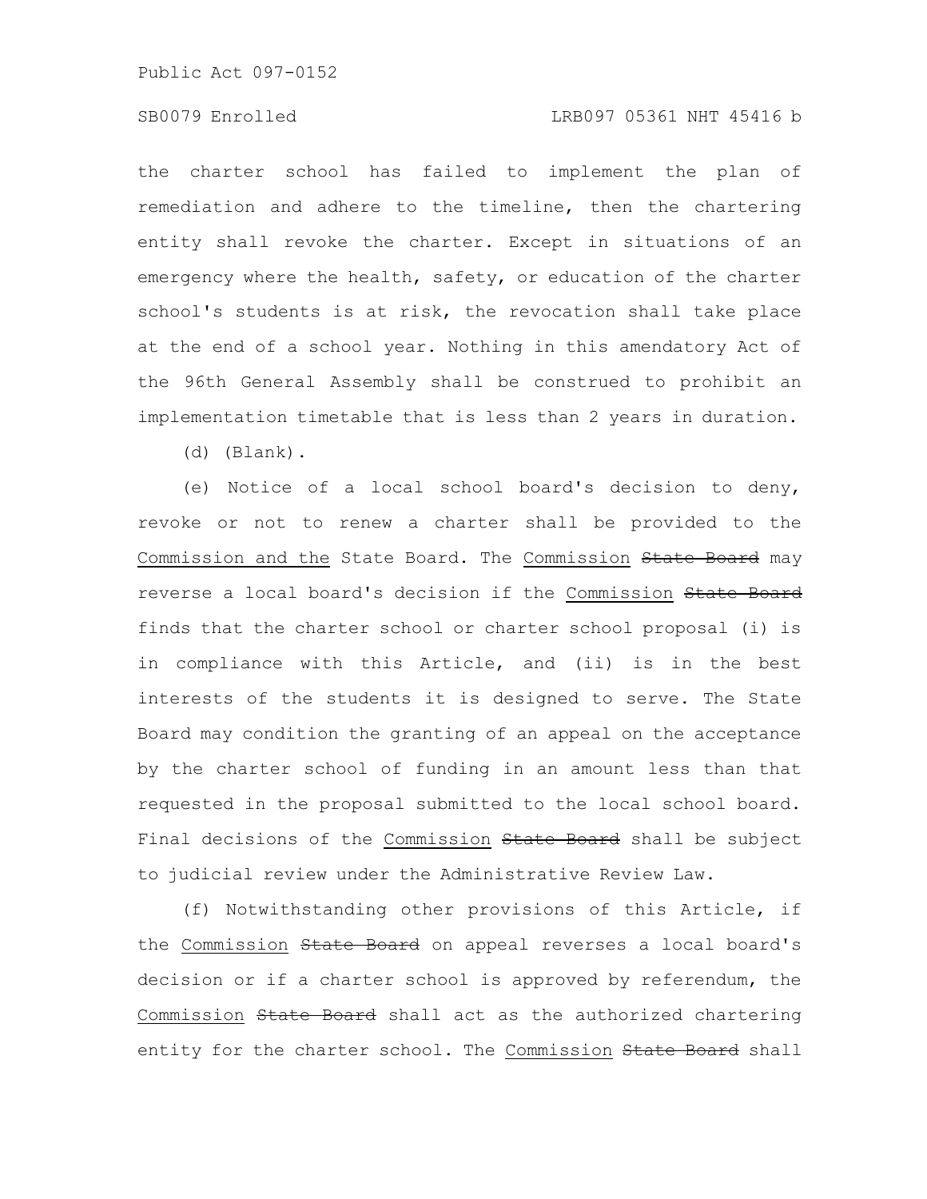the charter school has failed to implement the plan of remediation and adhere to the timeline, then the chartering entity shall revoke the charter. Except in situations of an emergency where the health, safety, or education of the charter school's students is at risk, the revocation shall take place at the end of a school year. Nothing in this amendatory Act of the 96th General Assembly shall be construed to prohibit an implementation timetable that is less than 2 years in duration.

(d) (Blank).

(e) Notice of a local school board's decision to deny, revoke or not to renew a charter shall be provided to the Commission and the State Board. The Commission ~~State Board~~ may reverse a local board's decision if the Commission ~~State Board~~ finds that the charter school or charter school proposal (i) is in compliance with this Article, and (ii) is in the best interests of the students it is designed to serve. The State Board may condition the granting of an appeal on the acceptance by the charter school of funding in an amount less than that requested in the proposal submitted to the local school board. Final decisions of the Commission ~~State Board~~ shall be subject to judicial review under the Administrative Review Law.

(f) Notwithstanding other provisions of this Article, if the Commission ~~State Board~~ on appeal reverses a local board's decision or if a charter school is approved by referendum, the Commission ~~State Board~~ shall act as the authorized chartering entity for the charter school. The Commission ~~State Board~~ shall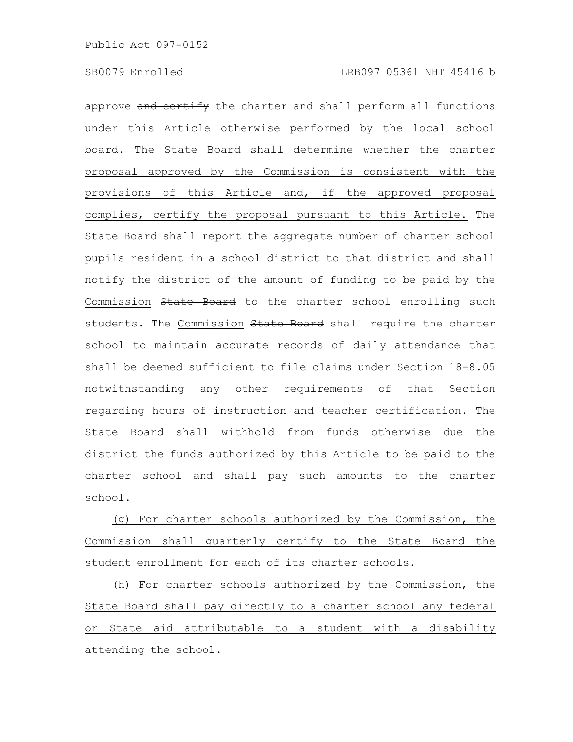approve ~~and certify~~ the charter and shall perform all functions under this Article otherwise performed by the local school board. <u>The State Board shall determine whether the charter proposal approved by the Commission is consistent with the provisions of this Article and, if the approved proposal complies, certify the proposal pursuant to this Article.</u> The State Board shall report the aggregate number of charter school pupils resident in a school district to that district and shall notify the district of the amount of funding to be paid by the <u>Commission</u> ~~State Board~~ to the charter school enrolling such students. The <u>Commission</u> ~~State Board~~ shall require the charter school to maintain accurate records of daily attendance that shall be deemed sufficient to file claims under Section 18-8.05 notwithstanding any other requirements of that Section regarding hours of instruction and teacher certification. The State Board shall withhold from funds otherwise due the district the funds authorized by this Article to be paid to the charter school and shall pay such amounts to the charter school.

<u>(g) For charter schools authorized by the Commission, the Commission shall quarterly certify to the State Board the student enrollment for each of its charter schools.</u>

<u>(h) For charter schools authorized by the Commission, the State Board shall pay directly to a charter school any federal or State aid attributable to a student with a disability attending the school.</u>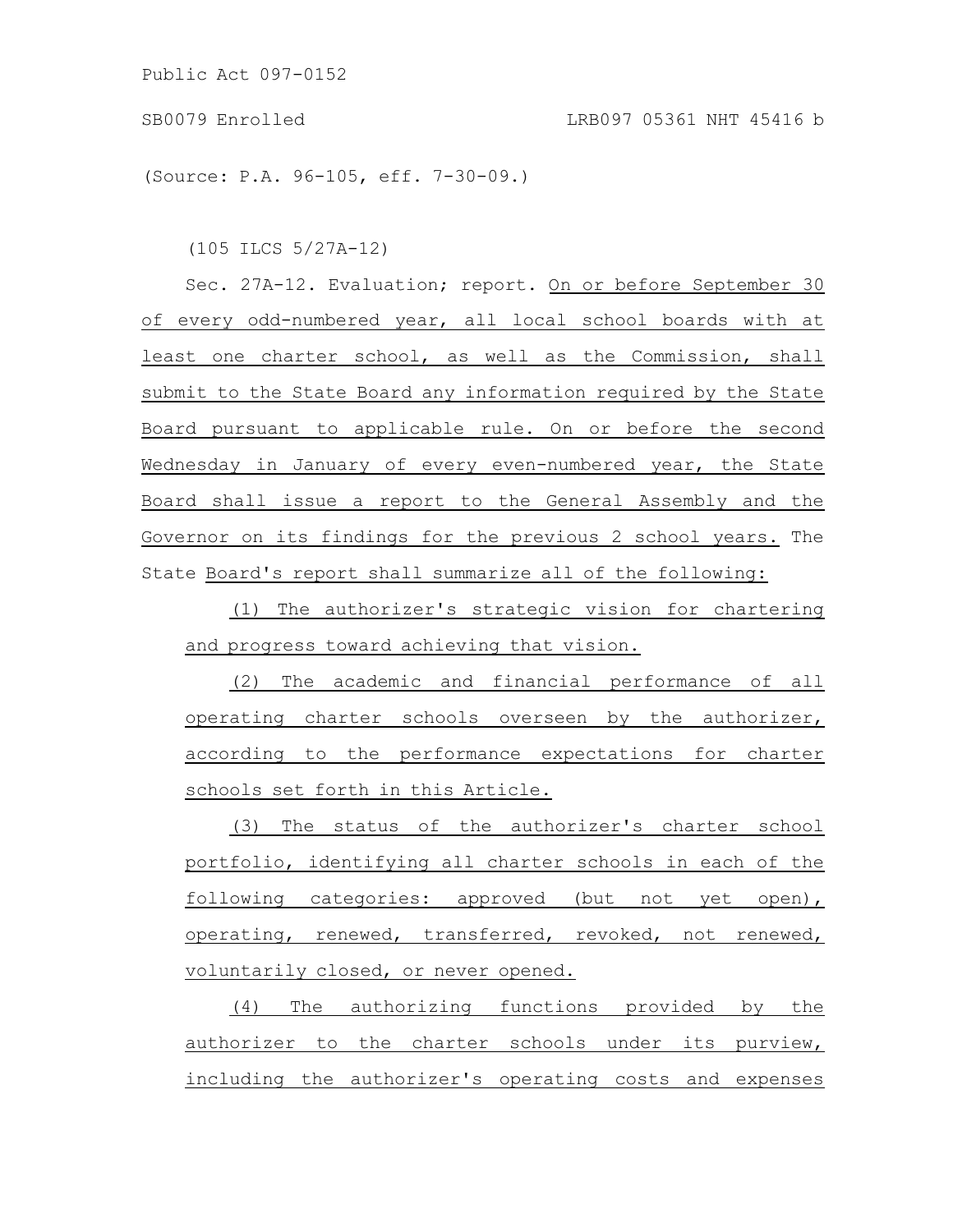(Source: P.A. 96-105, eff. 7-30-09.)

(105 ILCS 5/27A-12)

Sec. 27A-12. Evaluation; report. On or before September 30 of every odd-numbered year, all local school boards with at least one charter school, as well as the Commission, shall submit to the State Board any information required by the State Board pursuant to applicable rule. On or before the second Wednesday in January of every even-numbered year, the State Board shall issue a report to the General Assembly and the Governor on its findings for the previous 2 school years. The State Board's report shall summarize all of the following:

(1) The authorizer's strategic vision for chartering and progress toward achieving that vision.

(2) The academic and financial performance of all operating charter schools overseen by the authorizer, according to the performance expectations for charter schools set forth in this Article.

(3) The status of the authorizer's charter school portfolio, identifying all charter schools in each of the following categories: approved (but not yet open), operating, renewed, transferred, revoked, not renewed, voluntarily closed, or never opened.

(4) The authorizing functions provided by the authorizer to the charter schools under its purview, including the authorizer's operating costs and expenses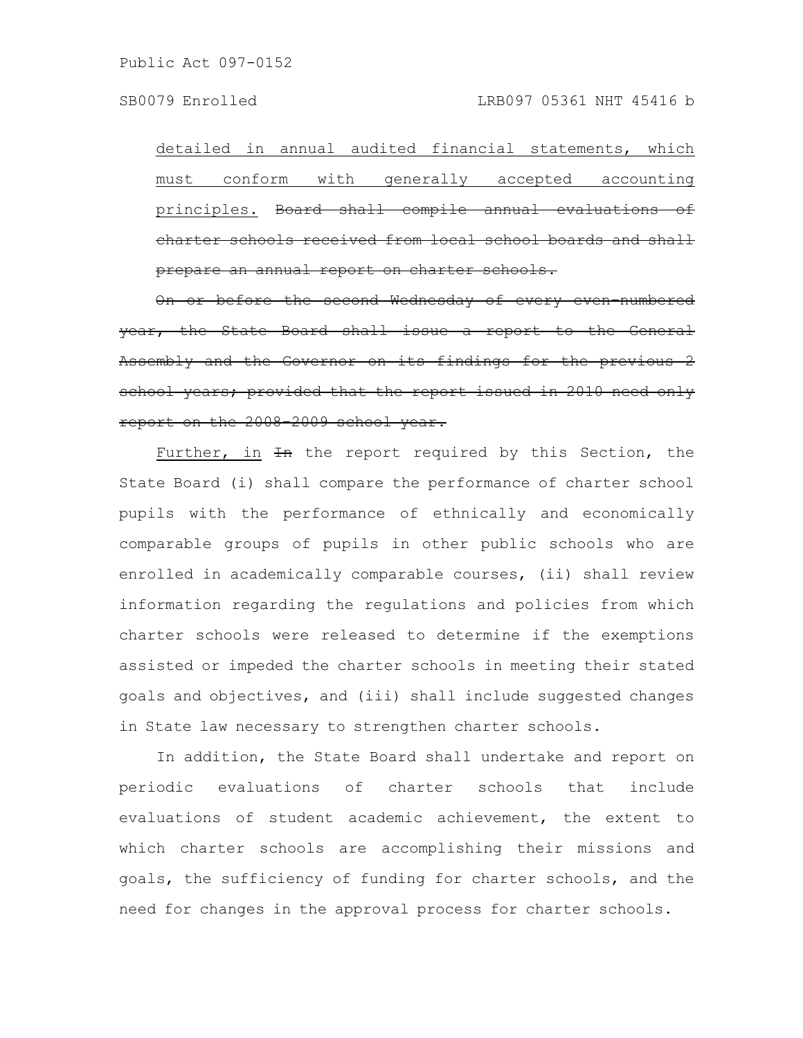<u>detailed in annual audited financial statements, which must conform with generally accepted accounting principles.</u> ~~Board shall compile annual evaluations of charter schools received from local school boards and shall prepare an annual report on charter schools.~~

~~On or before the second Wednesday of every even-numbered year, the State Board shall issue a report to the General Assembly and the Governor on its findings for the previous 2 school years; provided that the report issued in 2010 need only report on the 2008-2009 school year.~~

<u>Further, in</u> ~~In~~ the report required by this Section, the State Board (i) shall compare the performance of charter school pupils with the performance of ethnically and economically comparable groups of pupils in other public schools who are enrolled in academically comparable courses, (ii) shall review information regarding the regulations and policies from which charter schools were released to determine if the exemptions assisted or impeded the charter schools in meeting their stated goals and objectives, and (iii) shall include suggested changes in State law necessary to strengthen charter schools.

In addition, the State Board shall undertake and report on periodic evaluations of charter schools that include evaluations of student academic achievement, the extent to which charter schools are accomplishing their missions and goals, the sufficiency of funding for charter schools, and the need for changes in the approval process for charter schools.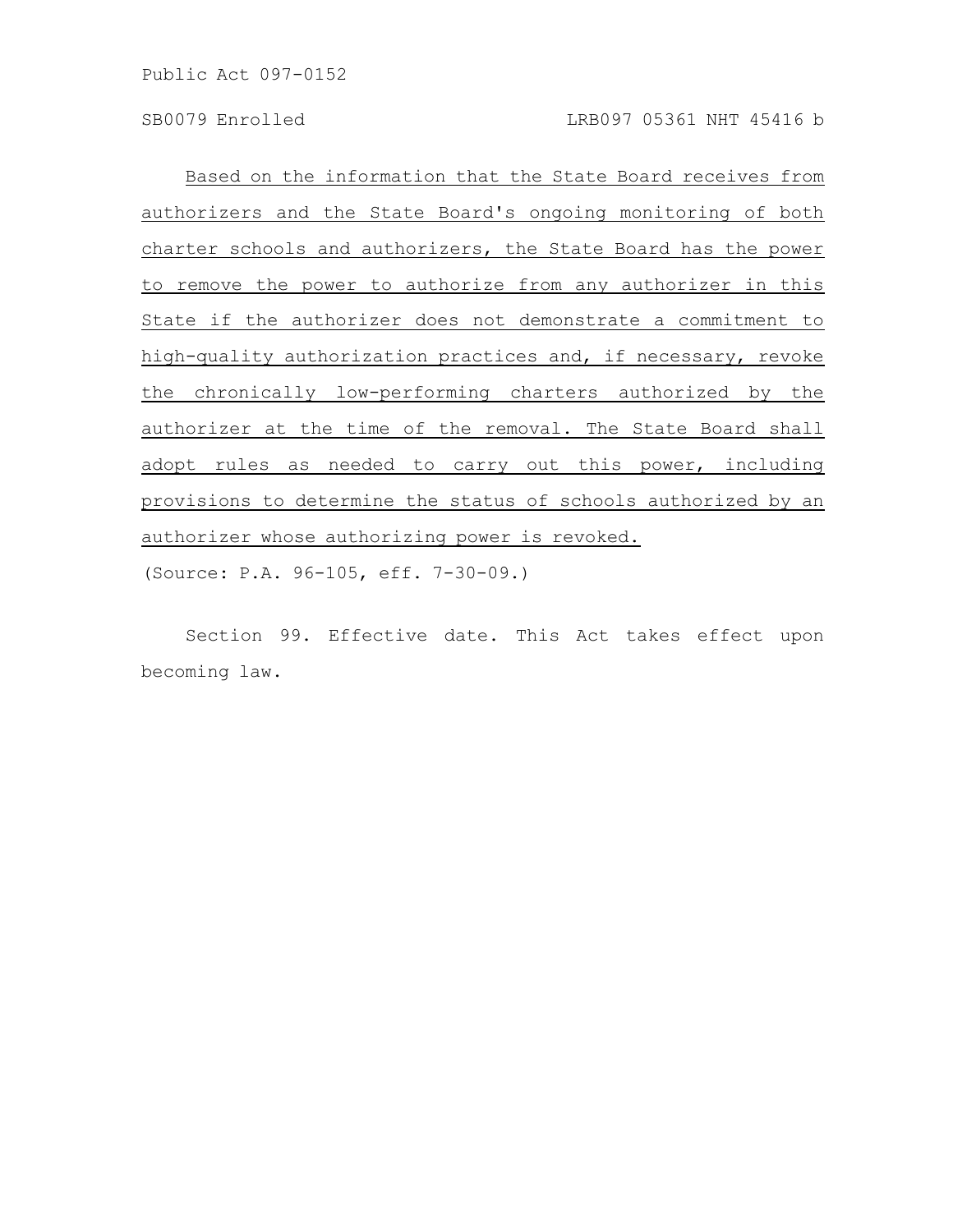Based on the information that the State Board receives from authorizers and the State Board's ongoing monitoring of both charter schools and authorizers, the State Board has the power to remove the power to authorize from any authorizer in this State if the authorizer does not demonstrate a commitment to high-quality authorization practices and, if necessary, revoke the chronically low-performing charters authorized by the authorizer at the time of the removal. The State Board shall adopt rules as needed to carry out this power, including provisions to determine the status of schools authorized by an authorizer whose authorizing power is revoked.

(Source: P.A. 96-105, eff. 7-30-09.)

Section 99. Effective date. This Act takes effect upon becoming law.